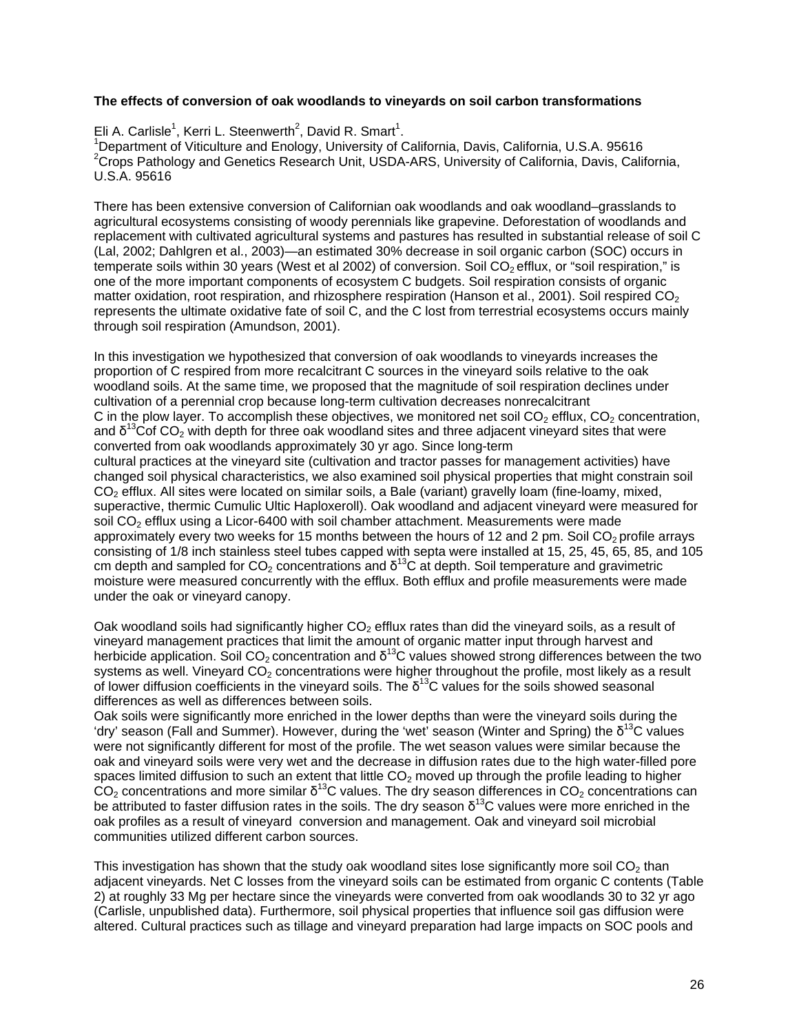**The effects of conversion of oak woodlands to vineyards on soil carbon transformations**

Eli A. Carlisle[1], Kerri L. Steenwerth[2], David R. Smart[1].
[1]Department of Viticulture and Enology, University of California, Davis, California, U.S.A. 95616
[2]Crops Pathology and Genetics Research Unit, USDA-ARS, University of California, Davis, California, U.S.A. 95616

There has been extensive conversion of Californian oak woodlands and oak woodland–grasslands to agricultural ecosystems consisting of woody perennials like grapevine. Deforestation of woodlands and replacement with cultivated agricultural systems and pastures has resulted in substantial release of soil C (Lal, 2002; Dahlgren et al., 2003)—an estimated 30% decrease in soil organic carbon (SOC) occurs in temperate soils within 30 years (West et al 2002) of conversion. Soil $CO_2$ efflux, or "soil respiration," is one of the more important components of ecosystem C budgets. Soil respiration consists of organic matter oxidation, root respiration, and rhizosphere respiration (Hanson et al., 2001). Soil respired $CO_2$ represents the ultimate oxidative fate of soil C, and the C lost from terrestrial ecosystems occurs mainly through soil respiration (Amundson, 2001).

In this investigation we hypothesized that conversion of oak woodlands to vineyards increases the proportion of C respired from more recalcitrant C sources in the vineyard soils relative to the oak woodland soils. At the same time, we proposed that the magnitude of soil respiration declines under cultivation of a perennial crop because long-term cultivation decreases nonrecalcitrant C in the plow layer. To accomplish these objectives, we monitored net soil $CO_2$ efflux, $CO_2$ concentration, and $\delta^{13}C$of $CO_2$ with depth for three oak woodland sites and three adjacent vineyard sites that were converted from oak woodlands approximately 30 yr ago. Since long-term cultural practices at the vineyard site (cultivation and tractor passes for management activities) have changed soil physical characteristics, we also examined soil physical properties that might constrain soil $CO_2$ efflux. All sites were located on similar soils, a Bale (variant) gravelly loam (fine-loamy, mixed, superactive, thermic Cumulic Ultic Haploxeroll). Oak woodland and adjacent vineyard were measured for soil $CO_2$ efflux using a Licor-6400 with soil chamber attachment. Measurements were made approximately every two weeks for 15 months between the hours of 12 and 2 pm. Soil $CO_2$ profile arrays consisting of 1/8 inch stainless steel tubes capped with septa were installed at 15, 25, 45, 65, 85, and 105 cm depth and sampled for $CO_2$ concentrations and $\delta^{13}C$ at depth. Soil temperature and gravimetric moisture were measured concurrently with the efflux. Both efflux and profile measurements were made under the oak or vineyard canopy.

Oak woodland soils had significantly higher $CO_2$ efflux rates than did the vineyard soils, as a result of vineyard management practices that limit the amount of organic matter input through harvest and herbicide application. Soil $CO_2$ concentration and $\delta^{13}C$ values showed strong differences between the two systems as well. Vineyard $CO_2$ concentrations were higher throughout the profile, most likely as a result of lower diffusion coefficients in the vineyard soils. The $\delta^{13}C$ values for the soils showed seasonal differences as well as differences between soils.
Oak soils were significantly more enriched in the lower depths than were the vineyard soils during the 'dry' season (Fall and Summer). However, during the 'wet' season (Winter and Spring) the $\delta^{13}C$ values were not significantly different for most of the profile. The wet season values were similar because the oak and vineyard soils were very wet and the decrease in diffusion rates due to the high water-filled pore spaces limited diffusion to such an extent that little $CO_2$ moved up through the profile leading to higher $CO_2$ concentrations and more similar $\delta^{13}C$ values. The dry season differences in $CO_2$ concentrations can be attributed to faster diffusion rates in the soils. The dry season $\delta^{13}C$ values were more enriched in the oak profiles as a result of vineyard conversion and management. Oak and vineyard soil microbial communities utilized different carbon sources.

This investigation has shown that the study oak woodland sites lose significantly more soil $CO_2$ than adjacent vineyards. Net C losses from the vineyard soils can be estimated from organic C contents (Table 2) at roughly 33 Mg per hectare since the vineyards were converted from oak woodlands 30 to 32 yr ago (Carlisle, unpublished data). Furthermore, soil physical properties that influence soil gas diffusion were altered. Cultural practices such as tillage and vineyard preparation had large impacts on SOC pools and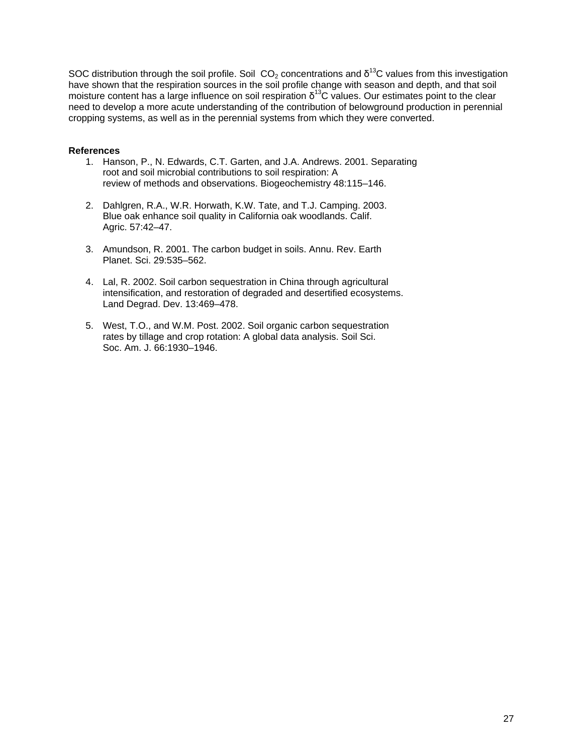SOC distribution through the soil profile. Soil $CO_2$ concentrations and $\delta^{13}C$ values from this investigation have shown that the respiration sources in the soil profile change with season and depth, and that soil moisture content has a large influence on soil respiration $\delta^{13}C$ values. Our estimates point to the clear need to develop a more acute understanding of the contribution of belowground production in perennial cropping systems, as well as in the perennial systems from which they were converted.

**References**

1. Hanson, P., N. Edwards, C.T. Garten, and J.A. Andrews. 2001. Separating root and soil microbial contributions to soil respiration: A review of methods and observations. Biogeochemistry 48:115–146.

2. Dahlgren, R.A., W.R. Horwath, K.W. Tate, and T.J. Camping. 2003. Blue oak enhance soil quality in California oak woodlands. Calif. Agric. 57:42–47.

3. Amundson, R. 2001. The carbon budget in soils. Annu. Rev. Earth Planet. Sci. 29:535–562.

4. Lal, R. 2002. Soil carbon sequestration in China through agricultural intensification, and restoration of degraded and desertified ecosystems. Land Degrad. Dev. 13:469–478.

5. West, T.O., and W.M. Post. 2002. Soil organic carbon sequestration rates by tillage and crop rotation: A global data analysis. Soil Sci. Soc. Am. J. 66:1930–1946.